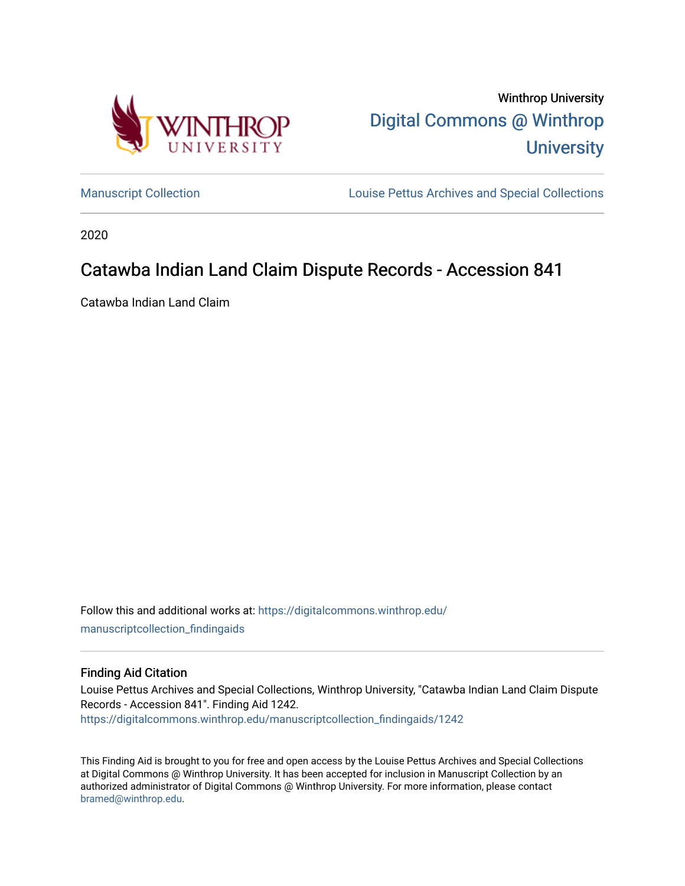Winthrop University

[Digital Commons @ Winthrop University](https://digitalcommons.winthrop.edu)

[Manuscript Collection](https://digitalcommons.winthrop.edu/manuscriptcollection_findingaids) | [Louise Pettus Archives and Special Collections](https://digitalcommons.winthrop.edu)

2020

# Catawba Indian Land Claim Dispute Records - Accession 841

Catawba Indian Land Claim

Follow this and additional works at: https://digitalcommons.winthrop.edu/manuscriptcollection_findingaids

## Finding Aid Citation

Louise Pettus Archives and Special Collections, Winthrop University, "Catawba Indian Land Claim Dispute Records - Accession 841". Finding Aid 1242.
https://digitalcommons.winthrop.edu/manuscriptcollection_findingaids/1242

This Finding Aid is brought to you for free and open access by the Louise Pettus Archives and Special Collections at Digital Commons @ Winthrop University. It has been accepted for inclusion in Manuscript Collection by an authorized administrator of Digital Commons @ Winthrop University. For more information, please contact bramed@winthrop.edu.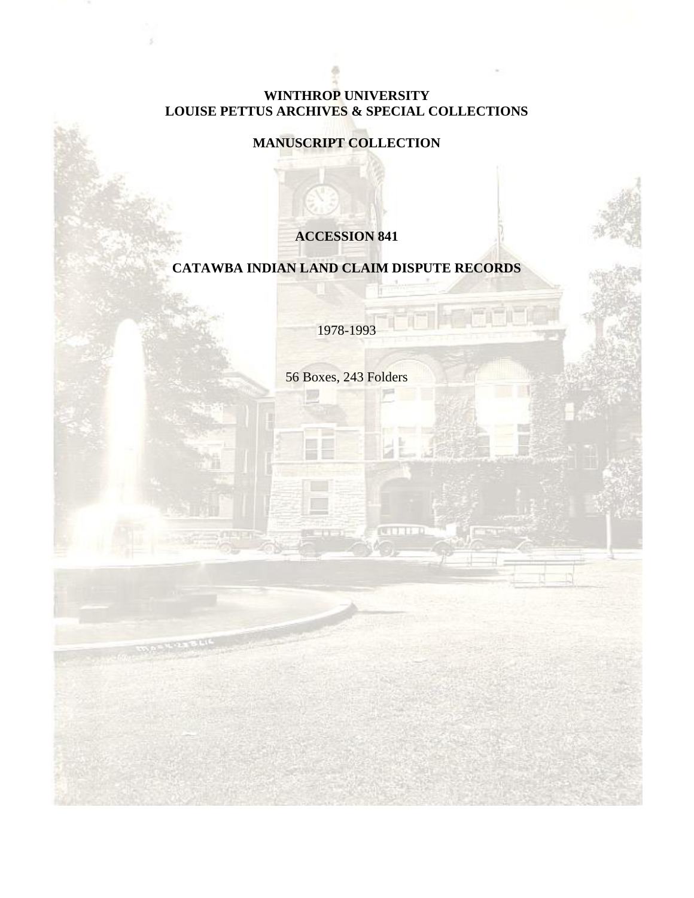**WINTHROP UNIVERSITY**
**LOUISE PETTUS ARCHIVES & SPECIAL COLLECTIONS**

**MANUSCRIPT COLLECTION**

# ACCESSION 841

# CATAWBA INDIAN LAND CLAIM DISPUTE RECORDS

1978-1993

56 Boxes, 243 Folders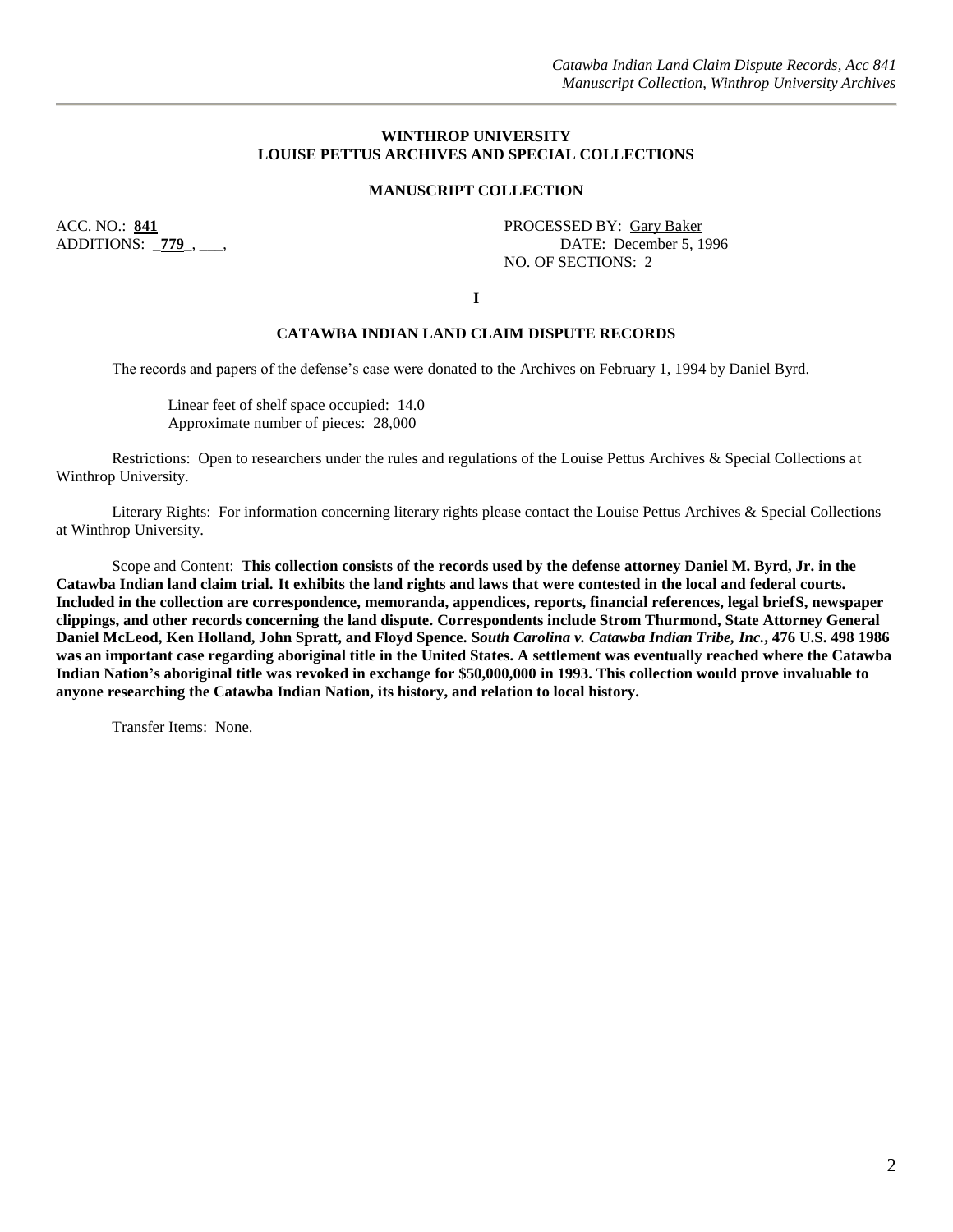**WINTHROP UNIVERSITY**
**LOUISE PETTUS ARCHIVES AND SPECIAL COLLECTIONS**

**MANUSCRIPT COLLECTION**

ACC. NO.: **841**
ADDITIONS: _**779**_, ___,

PROCESSED BY: Gary Baker
DATE: December 5, 1996
NO. OF SECTIONS: 2

**I**

## CATAWBA INDIAN LAND CLAIM DISPUTE RECORDS

The records and papers of the defense's case were donated to the Archives on February 1, 1994 by Daniel Byrd.

Linear feet of shelf space occupied: 14.0
Approximate number of pieces: 28,000

Restrictions: Open to researchers under the rules and regulations of the Louise Pettus Archives & Special Collections at Winthrop University.

Literary Rights: For information concerning literary rights please contact the Louise Pettus Archives & Special Collections at Winthrop University.

Scope and Content: **This collection consists of the records used by the defense attorney Daniel M. Byrd, Jr. in the Catawba Indian land claim trial. It exhibits the land rights and laws that were contested in the local and federal courts. Included in the collection are correspondence, memoranda, appendices, reports, financial references, legal briefS, newspaper clippings, and other records concerning the land dispute. Correspondents include Strom Thurmond, State Attorney General Daniel McLeod, Ken Holland, John Spratt, and Floyd Spence. S*outh Carolina v. Catawba Indian Tribe, Inc.*, 476 U.S. 498 1986 was an important case regarding aboriginal title in the United States. A settlement was eventually reached where the Catawba Indian Nation's aboriginal title was revoked in exchange for $50,000,000 in 1993. This collection would prove invaluable to anyone researching the Catawba Indian Nation, its history, and relation to local history.**

Transfer Items: None.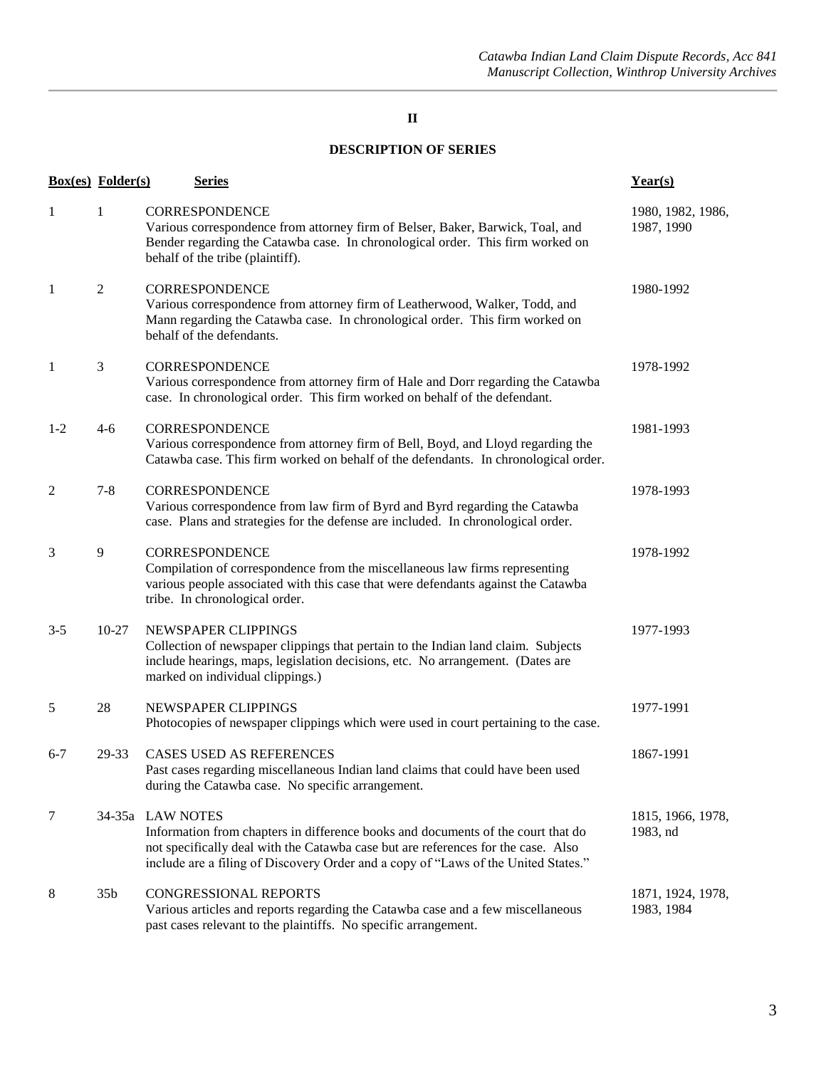**II**

**DESCRIPTION OF SERIES**

| Box(es) | Folder(s) | Series | Year(s) |
|---|---|---|---|
| 1 | 1 | CORRESPONDENCE<br>Various correspondence from attorney firm of Belser, Baker, Barwick, Toal, and Bender regarding the Catawba case. In chronological order. This firm worked on behalf of the tribe (plaintiff). | 1980, 1982, 1986, 1987, 1990 |
| 1 | 2 | CORRESPONDENCE<br>Various correspondence from attorney firm of Leatherwood, Walker, Todd, and Mann regarding the Catawba case. In chronological order. This firm worked on behalf of the defendants. | 1980-1992 |
| 1 | 3 | CORRESPONDENCE<br>Various correspondence from attorney firm of Hale and Dorr regarding the Catawba case. In chronological order. This firm worked on behalf of the defendant. | 1978-1992 |
| 1-2 | 4-6 | CORRESPONDENCE<br>Various correspondence from attorney firm of Bell, Boyd, and Lloyd regarding the Catawba case. This firm worked on behalf of the defendants. In chronological order. | 1981-1993 |
| 2 | 7-8 | CORRESPONDENCE<br>Various correspondence from law firm of Byrd and Byrd regarding the Catawba case. Plans and strategies for the defense are included. In chronological order. | 1978-1993 |
| 3 | 9 | CORRESPONDENCE<br>Compilation of correspondence from the miscellaneous law firms representing various people associated with this case that were defendants against the Catawba tribe. In chronological order. | 1978-1992 |
| 3-5 | 10-27 | NEWSPAPER CLIPPINGS<br>Collection of newspaper clippings that pertain to the Indian land claim. Subjects include hearings, maps, legislation decisions, etc. No arrangement. (Dates are marked on individual clippings.) | 1977-1993 |
| 5 | 28 | NEWSPAPER CLIPPINGS<br>Photocopies of newspaper clippings which were used in court pertaining to the case. | 1977-1991 |
| 6-7 | 29-33 | CASES USED AS REFERENCES<br>Past cases regarding miscellaneous Indian land claims that could have been used during the Catawba case. No specific arrangement. | 1867-1991 |
| 7 | 34-35a | LAW NOTES<br>Information from chapters in difference books and documents of the court that do not specifically deal with the Catawba case but are references for the case. Also include are a filing of Discovery Order and a copy of "Laws of the United States." | 1815, 1966, 1978, 1983, nd |
| 8 | 35b | CONGRESSIONAL REPORTS<br>Various articles and reports regarding the Catawba case and a few miscellaneous past cases relevant to the plaintiffs. No specific arrangement. | 1871, 1924, 1978, 1983, 1984 |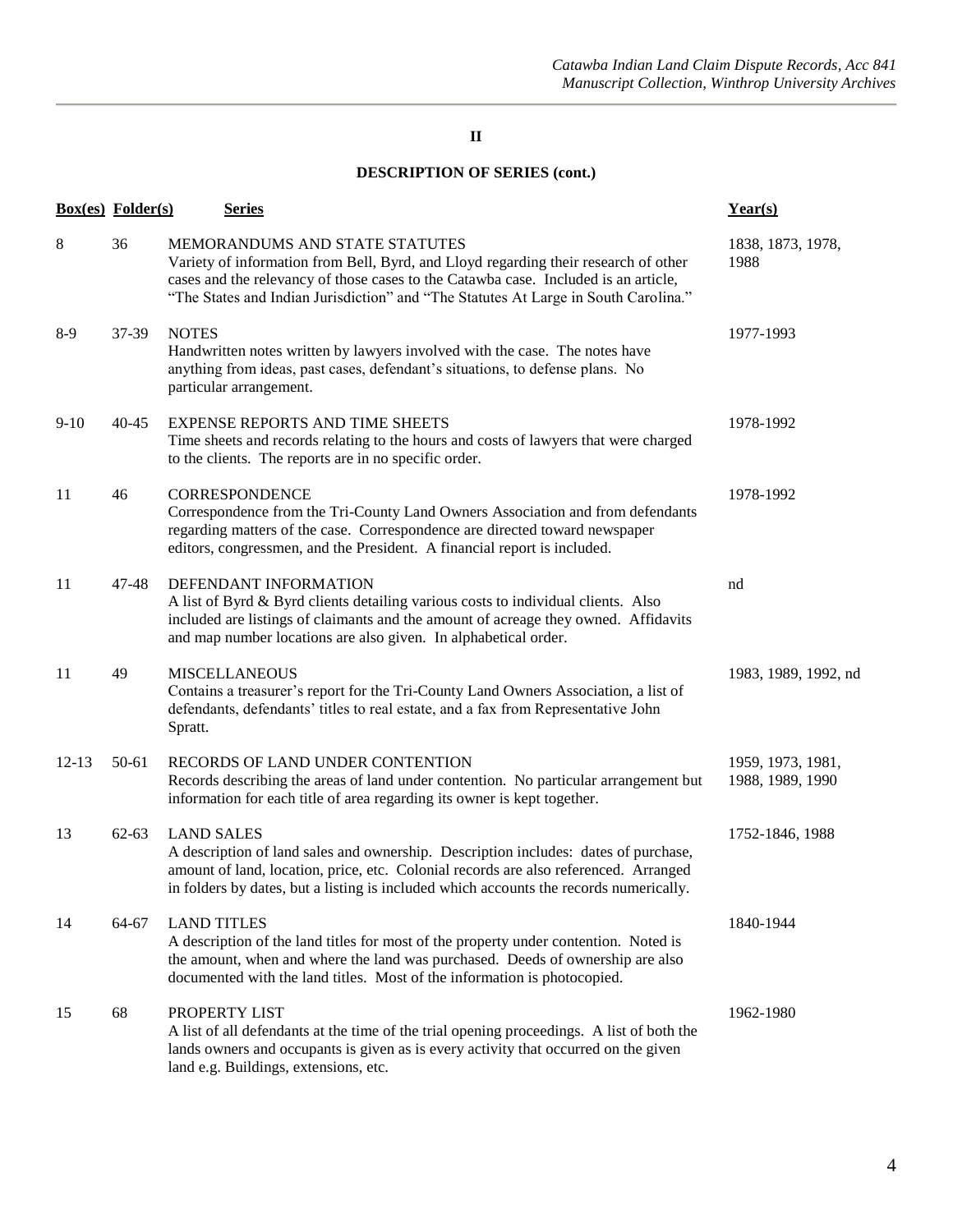**II**

**DESCRIPTION OF SERIES (cont.)**

| Box(es) | Folder(s) | Series | Year(s) |
|---|---|---|---|
| 8 | 36 | MEMORANDUMS AND STATE STATUTES<br>Variety of information from Bell, Byrd, and Lloyd regarding their research of other cases and the relevancy of those cases to the Catawba case. Included is an article, "The States and Indian Jurisdiction" and "The Statutes At Large in South Carolina." | 1838, 1873, 1978, 1988 |
| 8-9 | 37-39 | NOTES<br>Handwritten notes written by lawyers involved with the case. The notes have anything from ideas, past cases, defendant's situations, to defense plans. No particular arrangement. | 1977-1993 |
| 9-10 | 40-45 | EXPENSE REPORTS AND TIME SHEETS<br>Time sheets and records relating to the hours and costs of lawyers that were charged to the clients. The reports are in no specific order. | 1978-1992 |
| 11 | 46 | CORRESPONDENCE<br>Correspondence from the Tri-County Land Owners Association and from defendants regarding matters of the case. Correspondence are directed toward newspaper editors, congressmen, and the President. A financial report is included. | 1978-1992 |
| 11 | 47-48 | DEFENDANT INFORMATION<br>A list of Byrd & Byrd clients detailing various costs to individual clients. Also included are listings of claimants and the amount of acreage they owned. Affidavits and map number locations are also given. In alphabetical order. | nd |
| 11 | 49 | MISCELLANEOUS<br>Contains a treasurer's report for the Tri-County Land Owners Association, a list of defendants, defendants' titles to real estate, and a fax from Representative John Spratt. | 1983, 1989, 1992, nd |
| 12-13 | 50-61 | RECORDS OF LAND UNDER CONTENTION<br>Records describing the areas of land under contention. No particular arrangement but information for each title of area regarding its owner is kept together. | 1959, 1973, 1981, 1988, 1989, 1990 |
| 13 | 62-63 | LAND SALES<br>A description of land sales and ownership. Description includes: dates of purchase, amount of land, location, price, etc. Colonial records are also referenced. Arranged in folders by dates, but a listing is included which accounts the records numerically. | 1752-1846, 1988 |
| 14 | 64-67 | LAND TITLES<br>A description of the land titles for most of the property under contention. Noted is the amount, when and where the land was purchased. Deeds of ownership are also documented with the land titles. Most of the information is photocopied. | 1840-1944 |
| 15 | 68 | PROPERTY LIST<br>A list of all defendants at the time of the trial opening proceedings. A list of both the lands owners and occupants is given as is every activity that occurred on the given land e.g. Buildings, extensions, etc. | 1962-1980 |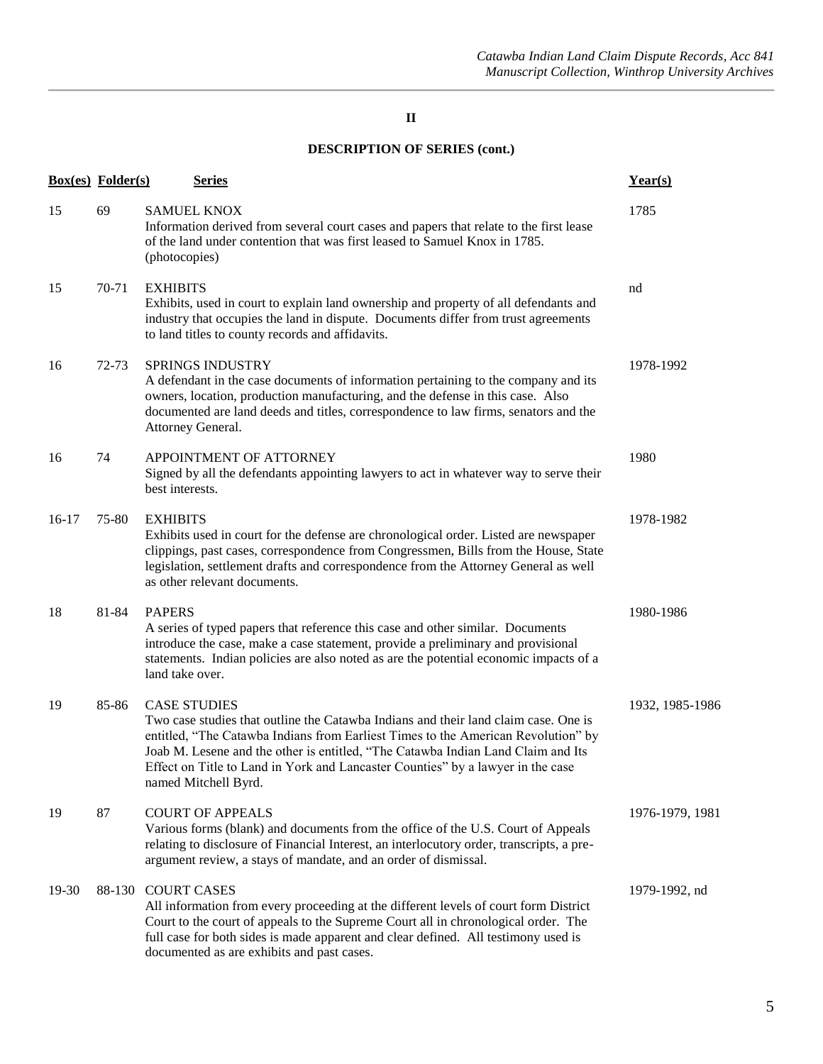**II**

**DESCRIPTION OF SERIES (cont.)**

| Box(es) | Folder(s) | Series | Year(s) |
|---|---|---|---|
| 15 | 69 | SAMUEL KNOX<br>Information derived from several court cases and papers that relate to the first lease of the land under contention that was first leased to Samuel Knox in 1785. (photocopies) | 1785 |
| 15 | 70-71 | EXHIBITS<br>Exhibits, used in court to explain land ownership and property of all defendants and industry that occupies the land in dispute. Documents differ from trust agreements to land titles to county records and affidavits. | nd |
| 16 | 72-73 | SPRINGS INDUSTRY<br>A defendant in the case documents of information pertaining to the company and its owners, location, production manufacturing, and the defense in this case. Also documented are land deeds and titles, correspondence to law firms, senators and the Attorney General. | 1978-1992 |
| 16 | 74 | APPOINTMENT OF ATTORNEY<br>Signed by all the defendants appointing lawyers to act in whatever way to serve their best interests. | 1980 |
| 16-17 | 75-80 | EXHIBITS<br>Exhibits used in court for the defense are chronological order. Listed are newspaper clippings, past cases, correspondence from Congressmen, Bills from the House, State legislation, settlement drafts and correspondence from the Attorney General as well as other relevant documents. | 1978-1982 |
| 18 | 81-84 | PAPERS<br>A series of typed papers that reference this case and other similar. Documents introduce the case, make a case statement, provide a preliminary and provisional statements. Indian policies are also noted as are the potential economic impacts of a land take over. | 1980-1986 |
| 19 | 85-86 | CASE STUDIES<br>Two case studies that outline the Catawba Indians and their land claim case. One is entitled, "The Catawba Indians from Earliest Times to the American Revolution" by Joab M. Lesene and the other is entitled, "The Catawba Indian Land Claim and Its Effect on Title to Land in York and Lancaster Counties" by a lawyer in the case named Mitchell Byrd. | 1932, 1985-1986 |
| 19 | 87 | COURT OF APPEALS<br>Various forms (blank) and documents from the office of the U.S. Court of Appeals relating to disclosure of Financial Interest, an interlocutory order, transcripts, a pre-argument review, a stays of mandate, and an order of dismissal. | 1976-1979, 1981 |
| 19-30 | 88-130 | COURT CASES<br>All information from every proceeding at the different levels of court form District Court to the court of appeals to the Supreme Court all in chronological order. The full case for both sides is made apparent and clear defined. All testimony used is documented as are exhibits and past cases. | 1979-1992, nd |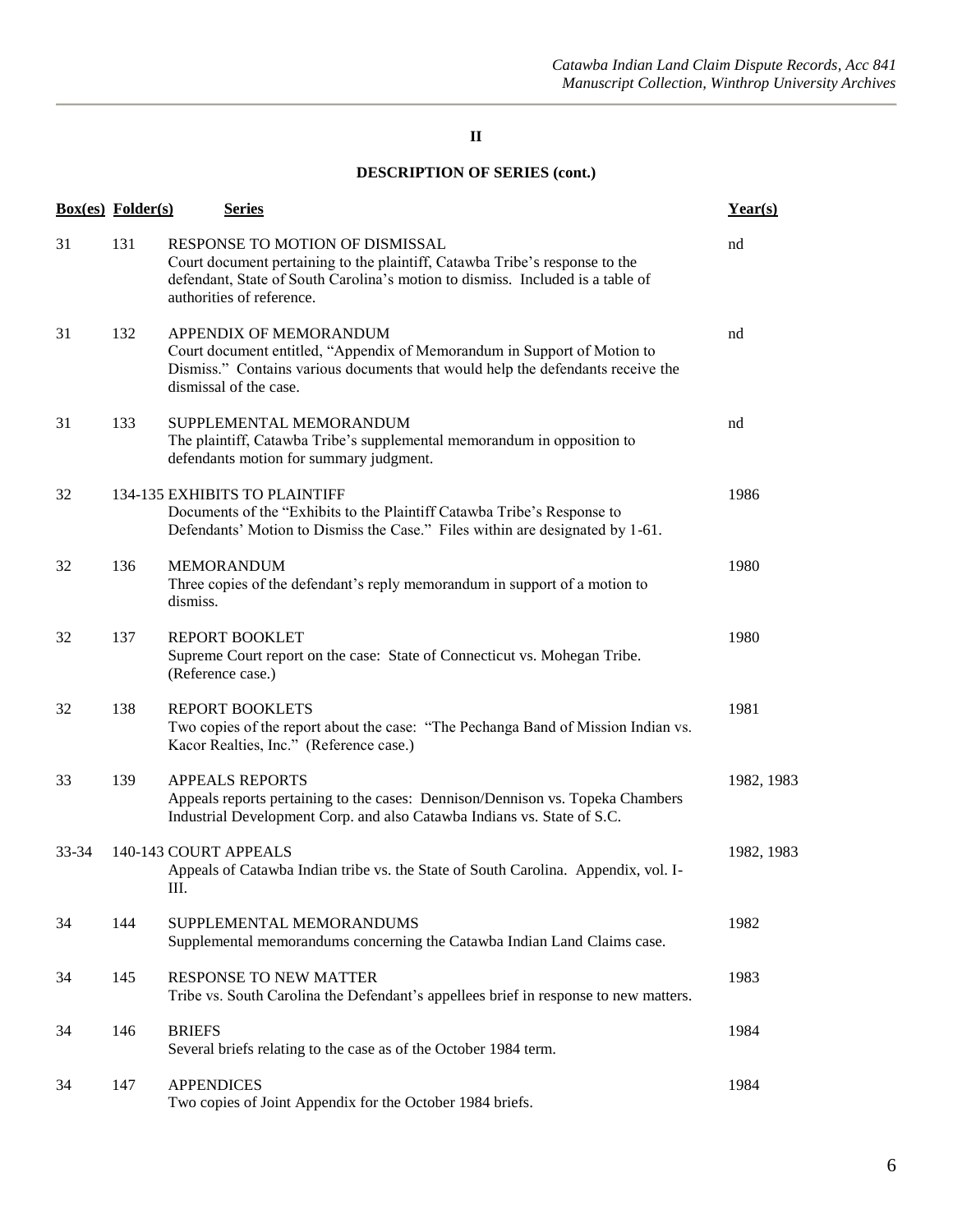## II

## DESCRIPTION OF SERIES (cont.)

| Box(es) | Folder(s) | Series | Year(s) |
|---|---|---|---|
| 31 | 131 | RESPONSE TO MOTION OF DISMISSAL<br>Court document pertaining to the plaintiff, Catawba Tribe's response to the defendant, State of South Carolina's motion to dismiss. Included is a table of authorities of reference. | nd |
| 31 | 132 | APPENDIX OF MEMORANDUM<br>Court document entitled, "Appendix of Memorandum in Support of Motion to Dismiss." Contains various documents that would help the defendants receive the dismissal of the case. | nd |
| 31 | 133 | SUPPLEMENTAL MEMORANDUM<br>The plaintiff, Catawba Tribe's supplemental memorandum in opposition to defendants motion for summary judgment. | nd |
| 32 | 134-135 | EXHIBITS TO PLAINTIFF<br>Documents of the "Exhibits to the Plaintiff Catawba Tribe's Response to Defendants' Motion to Dismiss the Case." Files within are designated by 1-61. | 1986 |
| 32 | 136 | MEMORANDUM<br>Three copies of the defendant's reply memorandum in support of a motion to dismiss. | 1980 |
| 32 | 137 | REPORT BOOKLET<br>Supreme Court report on the case: State of Connecticut vs. Mohegan Tribe. (Reference case.) | 1980 |
| 32 | 138 | REPORT BOOKLETS<br>Two copies of the report about the case: "The Pechanga Band of Mission Indian vs. Kacor Realties, Inc." (Reference case.) | 1981 |
| 33 | 139 | APPEALS REPORTS<br>Appeals reports pertaining to the cases: Dennison/Dennison vs. Topeka Chambers Industrial Development Corp. and also Catawba Indians vs. State of S.C. | 1982, 1983 |
| 33-34 | 140-143 | COURT APPEALS<br>Appeals of Catawba Indian tribe vs. the State of South Carolina. Appendix, vol. I-III. | 1982, 1983 |
| 34 | 144 | SUPPLEMENTAL MEMORANDUMS<br>Supplemental memorandums concerning the Catawba Indian Land Claims case. | 1982 |
| 34 | 145 | RESPONSE TO NEW MATTER<br>Tribe vs. South Carolina the Defendant's appellees brief in response to new matters. | 1983 |
| 34 | 146 | BRIEFS<br>Several briefs relating to the case as of the October 1984 term. | 1984 |
| 34 | 147 | APPENDICES<br>Two copies of Joint Appendix for the October 1984 briefs. | 1984 |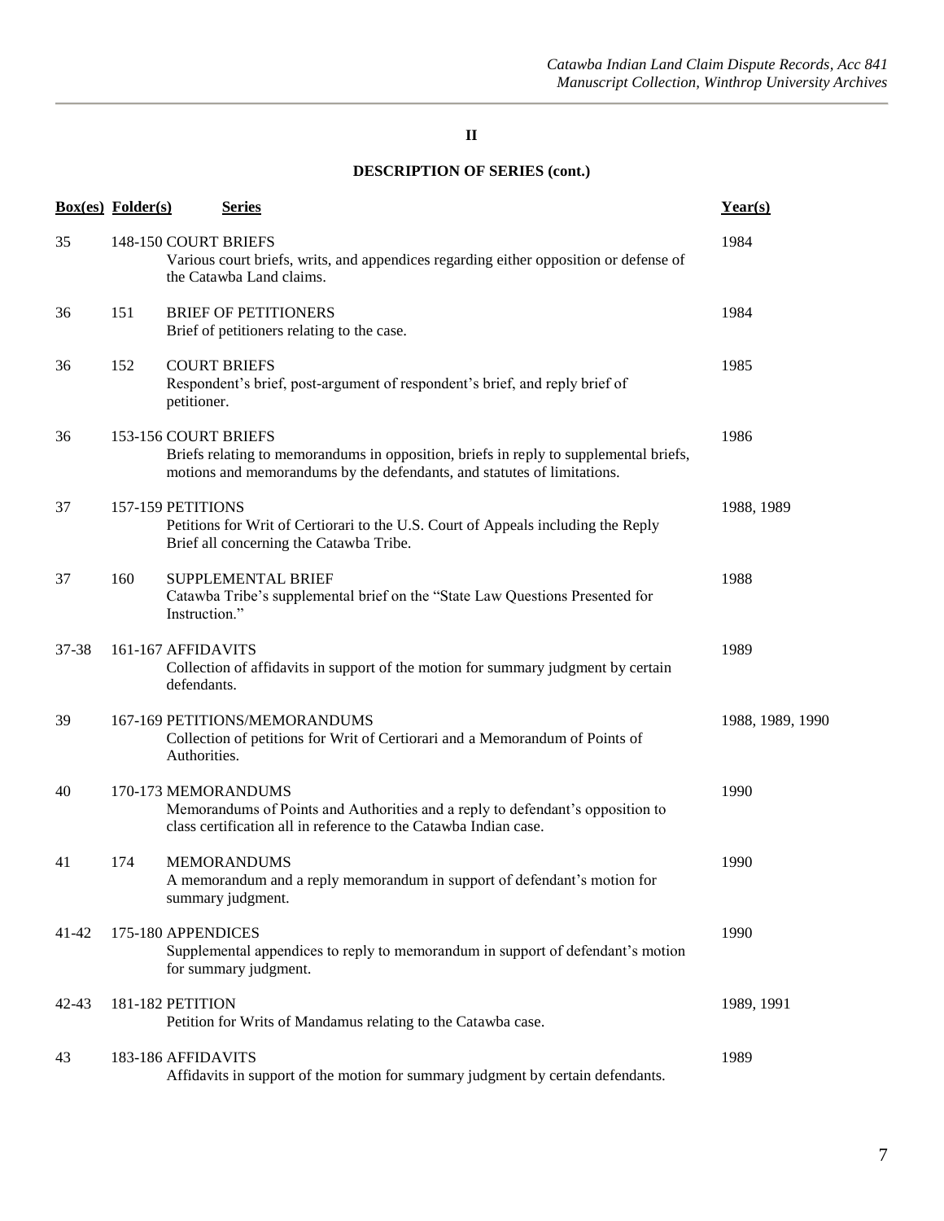## II

### DESCRIPTION OF SERIES (cont.)

| Box(es) | Folder(s) | Series | Year(s) |
|---|---|---|---|
| 35 | 148-150 | COURT BRIEFS<br>Various court briefs, writs, and appendices regarding either opposition or defense of the Catawba Land claims. | 1984 |
| 36 | 151 | BRIEF OF PETITIONERS<br>Brief of petitioners relating to the case. | 1984 |
| 36 | 152 | COURT BRIEFS<br>Respondent's brief, post-argument of respondent's brief, and reply brief of petitioner. | 1985 |
| 36 | 153-156 | COURT BRIEFS<br>Briefs relating to memorandums in opposition, briefs in reply to supplemental briefs, motions and memorandums by the defendants, and statutes of limitations. | 1986 |
| 37 | 157-159 | PETITIONS<br>Petitions for Writ of Certiorari to the U.S. Court of Appeals including the Reply Brief all concerning the Catawba Tribe. | 1988, 1989 |
| 37 | 160 | SUPPLEMENTAL BRIEF<br>Catawba Tribe's supplemental brief on the "State Law Questions Presented for Instruction." | 1988 |
| 37-38 | 161-167 | AFFIDAVITS<br>Collection of affidavits in support of the motion for summary judgment by certain defendants. | 1989 |
| 39 | 167-169 | PETITIONS/MEMORANDUMS<br>Collection of petitions for Writ of Certiorari and a Memorandum of Points of Authorities. | 1988, 1989, 1990 |
| 40 | 170-173 | MEMORANDUMS<br>Memorandums of Points and Authorities and a reply to defendant's opposition to class certification all in reference to the Catawba Indian case. | 1990 |
| 41 | 174 | MEMORANDUMS<br>A memorandum and a reply memorandum in support of defendant's motion for summary judgment. | 1990 |
| 41-42 | 175-180 | APPENDICES<br>Supplemental appendices to reply to memorandum in support of defendant's motion for summary judgment. | 1990 |
| 42-43 | 181-182 | PETITION<br>Petition for Writs of Mandamus relating to the Catawba case. | 1989, 1991 |
| 43 | 183-186 | AFFIDAVITS<br>Affidavits in support of the motion for summary judgment by certain defendants. | 1989 |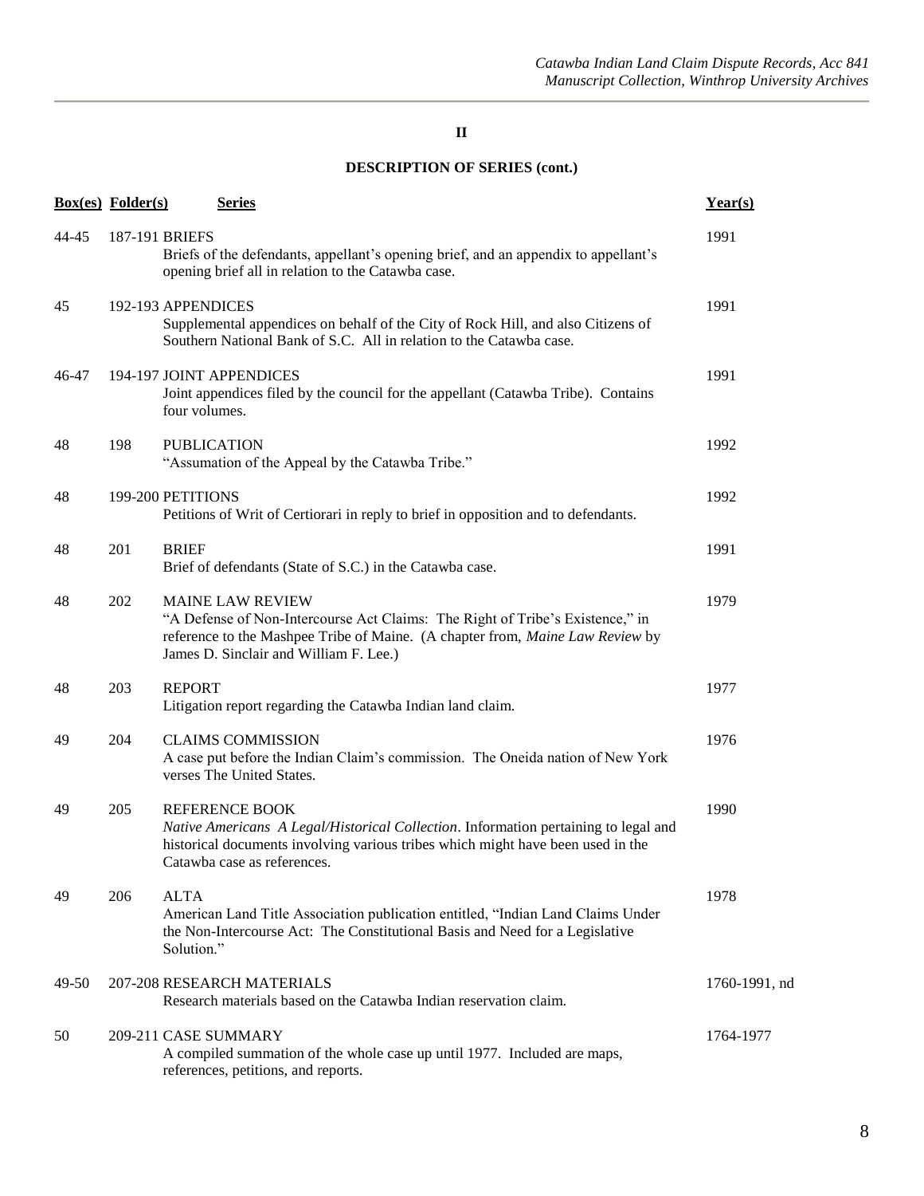**II**

**DESCRIPTION OF SERIES (cont.)**

| Box(es) | Folder(s) | Series | Year(s) |
|---|---|---|---|
| 44-45 | 187-191 | BRIEFS<br>Briefs of the defendants, appellant's opening brief, and an appendix to appellant's opening brief all in relation to the Catawba case. | 1991 |
| 45 | 192-193 | APPENDICES<br>Supplemental appendices on behalf of the City of Rock Hill, and also Citizens of Southern National Bank of S.C. All in relation to the Catawba case. | 1991 |
| 46-47 | 194-197 | JOINT APPENDICES<br>Joint appendices filed by the council for the appellant (Catawba Tribe). Contains four volumes. | 1991 |
| 48 | 198 | PUBLICATION<br>"Assumation of the Appeal by the Catawba Tribe." | 1992 |
| 48 | 199-200 | PETITIONS<br>Petitions of Writ of Certiorari in reply to brief in opposition and to defendants. | 1992 |
| 48 | 201 | BRIEF<br>Brief of defendants (State of S.C.) in the Catawba case. | 1991 |
| 48 | 202 | MAINE LAW REVIEW<br>"A Defense of Non-Intercourse Act Claims: The Right of Tribe's Existence," in reference to the Mashpee Tribe of Maine. (A chapter from, *Maine Law Review* by James D. Sinclair and William F. Lee.) | 1979 |
| 48 | 203 | REPORT<br>Litigation report regarding the Catawba Indian land claim. | 1977 |
| 49 | 204 | CLAIMS COMMISSION<br>A case put before the Indian Claim's commission. The Oneida nation of New York verses The United States. | 1976 |
| 49 | 205 | REFERENCE BOOK<br>*Native Americans A Legal/Historical Collection*. Information pertaining to legal and historical documents involving various tribes which might have been used in the Catawba case as references. | 1990 |
| 49 | 206 | ALTA<br>American Land Title Association publication entitled, "Indian Land Claims Under the Non-Intercourse Act: The Constitutional Basis and Need for a Legislative Solution." | 1978 |
| 49-50 | 207-208 | RESEARCH MATERIALS<br>Research materials based on the Catawba Indian reservation claim. | 1760-1991, nd |
| 50 | 209-211 | CASE SUMMARY<br>A compiled summation of the whole case up until 1977. Included are maps, references, petitions, and reports. | 1764-1977 |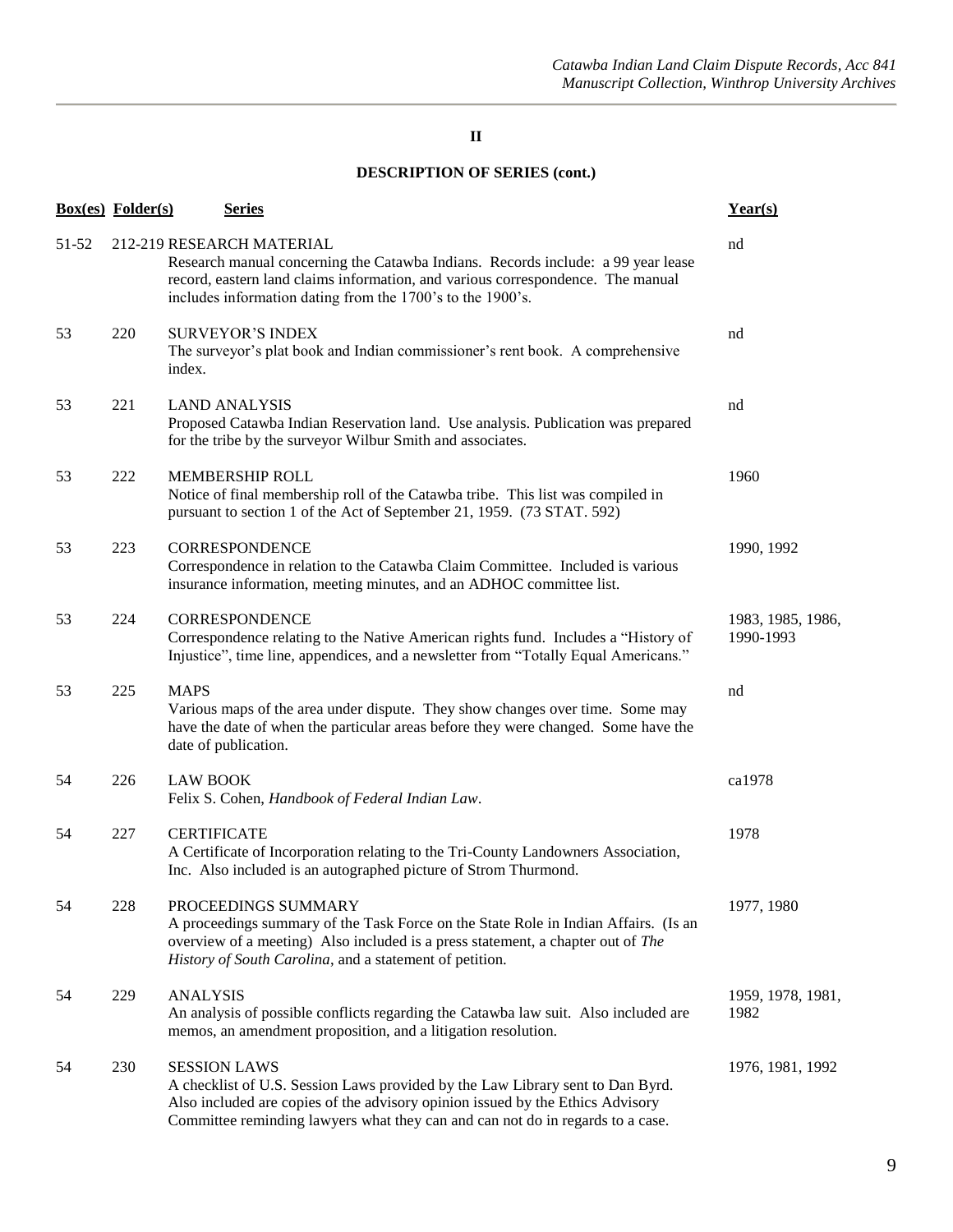**II**

**DESCRIPTION OF SERIES (cont.)**

| Box(es) | Folder(s) | Series | Year(s) |
|---|---|---|---|
| 51-52 | 212-219 | RESEARCH MATERIAL<br>Research manual concerning the Catawba Indians. Records include: a 99 year lease record, eastern land claims information, and various correspondence. The manual includes information dating from the 1700's to the 1900's. | nd |
| 53 | 220 | SURVEYOR'S INDEX<br>The surveyor's plat book and Indian commissioner's rent book. A comprehensive index. | nd |
| 53 | 221 | LAND ANALYSIS<br>Proposed Catawba Indian Reservation land. Use analysis. Publication was prepared for the tribe by the surveyor Wilbur Smith and associates. | nd |
| 53 | 222 | MEMBERSHIP ROLL<br>Notice of final membership roll of the Catawba tribe. This list was compiled in pursuant to section 1 of the Act of September 21, 1959. (73 STAT. 592) | 1960 |
| 53 | 223 | CORRESPONDENCE<br>Correspondence in relation to the Catawba Claim Committee. Included is various insurance information, meeting minutes, and an ADHOC committee list. | 1990, 1992 |
| 53 | 224 | CORRESPONDENCE<br>Correspondence relating to the Native American rights fund. Includes a "History of Injustice", time line, appendices, and a newsletter from "Totally Equal Americans." | 1983, 1985, 1986, 1990-1993 |
| 53 | 225 | MAPS<br>Various maps of the area under dispute. They show changes over time. Some may have the date of when the particular areas before they were changed. Some have the date of publication. | nd |
| 54 | 226 | LAW BOOK<br>Felix S. Cohen, *Handbook of Federal Indian Law*. | ca1978 |
| 54 | 227 | CERTIFICATE<br>A Certificate of Incorporation relating to the Tri-County Landowners Association, Inc. Also included is an autographed picture of Strom Thurmond. | 1978 |
| 54 | 228 | PROCEEDINGS SUMMARY<br>A proceedings summary of the Task Force on the State Role in Indian Affairs. (Is an overview of a meeting) Also included is a press statement, a chapter out of *The History of South Carolina*, and a statement of petition. | 1977, 1980 |
| 54 | 229 | ANALYSIS<br>An analysis of possible conflicts regarding the Catawba law suit. Also included are memos, an amendment proposition, and a litigation resolution. | 1959, 1978, 1981, 1982 |
| 54 | 230 | SESSION LAWS<br>A checklist of U.S. Session Laws provided by the Law Library sent to Dan Byrd. Also included are copies of the advisory opinion issued by the Ethics Advisory Committee reminding lawyers what they can and can not do in regards to a case. | 1976, 1981, 1992 |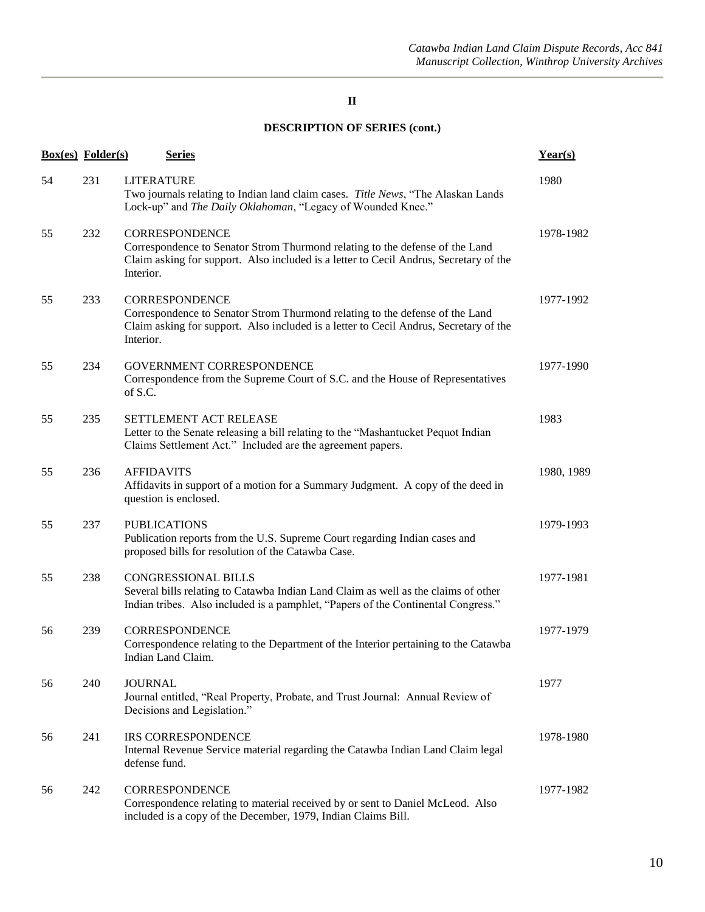## II

## DESCRIPTION OF SERIES (cont.)

| Box(es) | Folder(s) | Series | Year(s) |
|---|---|---|---|
| 54 | 231 | LITERATURE<br>Two journals relating to Indian land claim cases. *Title News*, "The Alaskan Lands Lock-up" and *The Daily Oklahoman*, "Legacy of Wounded Knee." | 1980 |
| 55 | 232 | CORRESPONDENCE<br>Correspondence to Senator Strom Thurmond relating to the defense of the Land Claim asking for support. Also included is a letter to Cecil Andrus, Secretary of the Interior. | 1978-1982 |
| 55 | 233 | CORRESPONDENCE<br>Correspondence to Senator Strom Thurmond relating to the defense of the Land Claim asking for support. Also included is a letter to Cecil Andrus, Secretary of the Interior. | 1977-1992 |
| 55 | 234 | GOVERNMENT CORRESPONDENCE<br>Correspondence from the Supreme Court of S.C. and the House of Representatives of S.C. | 1977-1990 |
| 55 | 235 | SETTLEMENT ACT RELEASE<br>Letter to the Senate releasing a bill relating to the "Mashantucket Pequot Indian Claims Settlement Act." Included are the agreement papers. | 1983 |
| 55 | 236 | AFFIDAVITS<br>Affidavits in support of a motion for a Summary Judgment. A copy of the deed in question is enclosed. | 1980, 1989 |
| 55 | 237 | PUBLICATIONS<br>Publication reports from the U.S. Supreme Court regarding Indian cases and proposed bills for resolution of the Catawba Case. | 1979-1993 |
| 55 | 238 | CONGRESSIONAL BILLS<br>Several bills relating to Catawba Indian Land Claim as well as the claims of other Indian tribes. Also included is a pamphlet, "Papers of the Continental Congress." | 1977-1981 |
| 56 | 239 | CORRESPONDENCE<br>Correspondence relating to the Department of the Interior pertaining to the Catawba Indian Land Claim. | 1977-1979 |
| 56 | 240 | JOURNAL<br>Journal entitled, "Real Property, Probate, and Trust Journal: Annual Review of Decisions and Legislation." | 1977 |
| 56 | 241 | IRS CORRESPONDENCE<br>Internal Revenue Service material regarding the Catawba Indian Land Claim legal defense fund. | 1978-1980 |
| 56 | 242 | CORRESPONDENCE<br>Correspondence relating to material received by or sent to Daniel McLeod. Also included is a copy of the December, 1979, Indian Claims Bill. | 1977-1982 |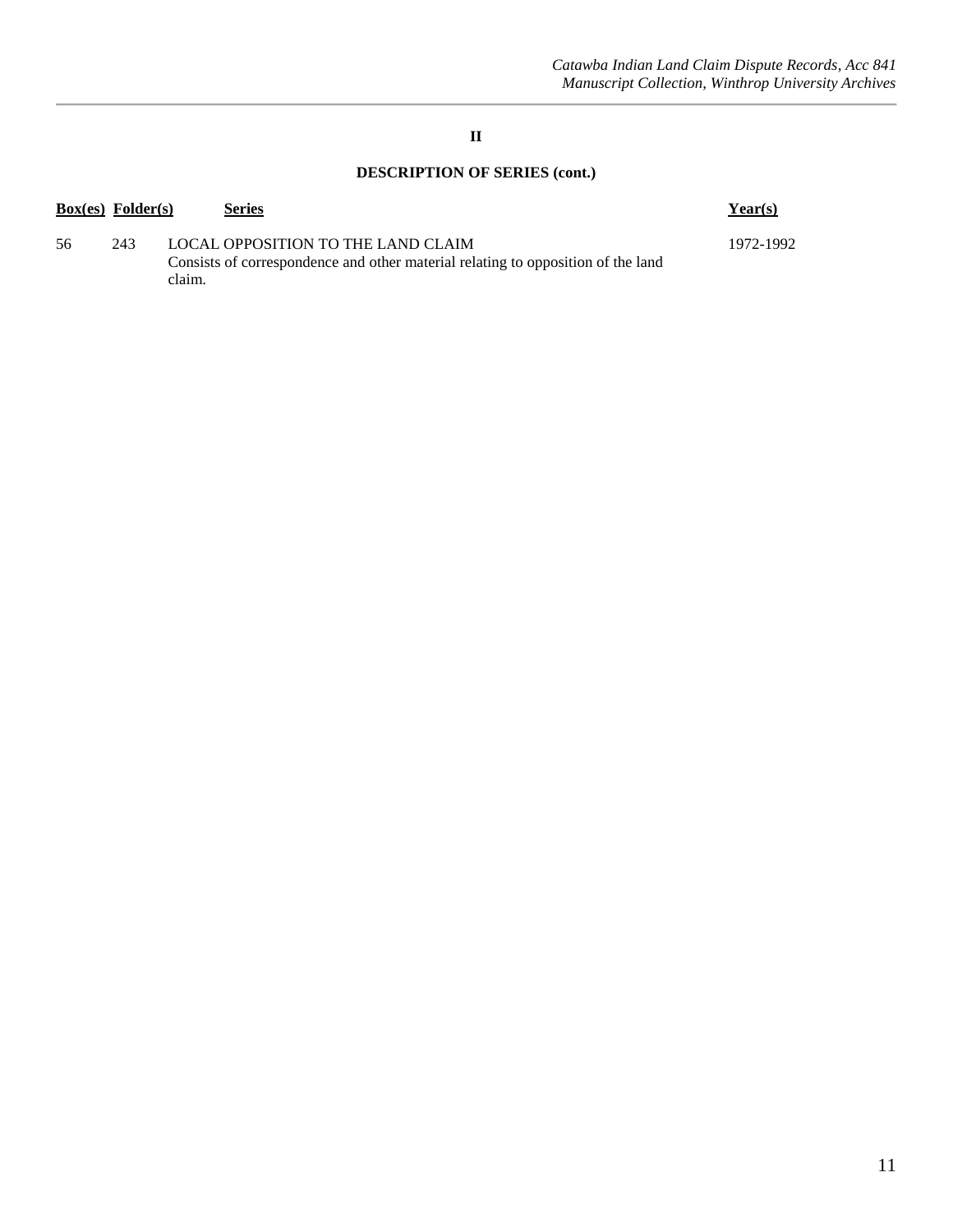## II

### DESCRIPTION OF SERIES (cont.)

| Box(es) | Folder(s) | Series | Year(s) |
|---|---|---|---|
| 56 | 243 | LOCAL OPPOSITION TO THE LAND CLAIM<br>Consists of correspondence and other material relating to opposition of the land claim. | 1972-1992 |